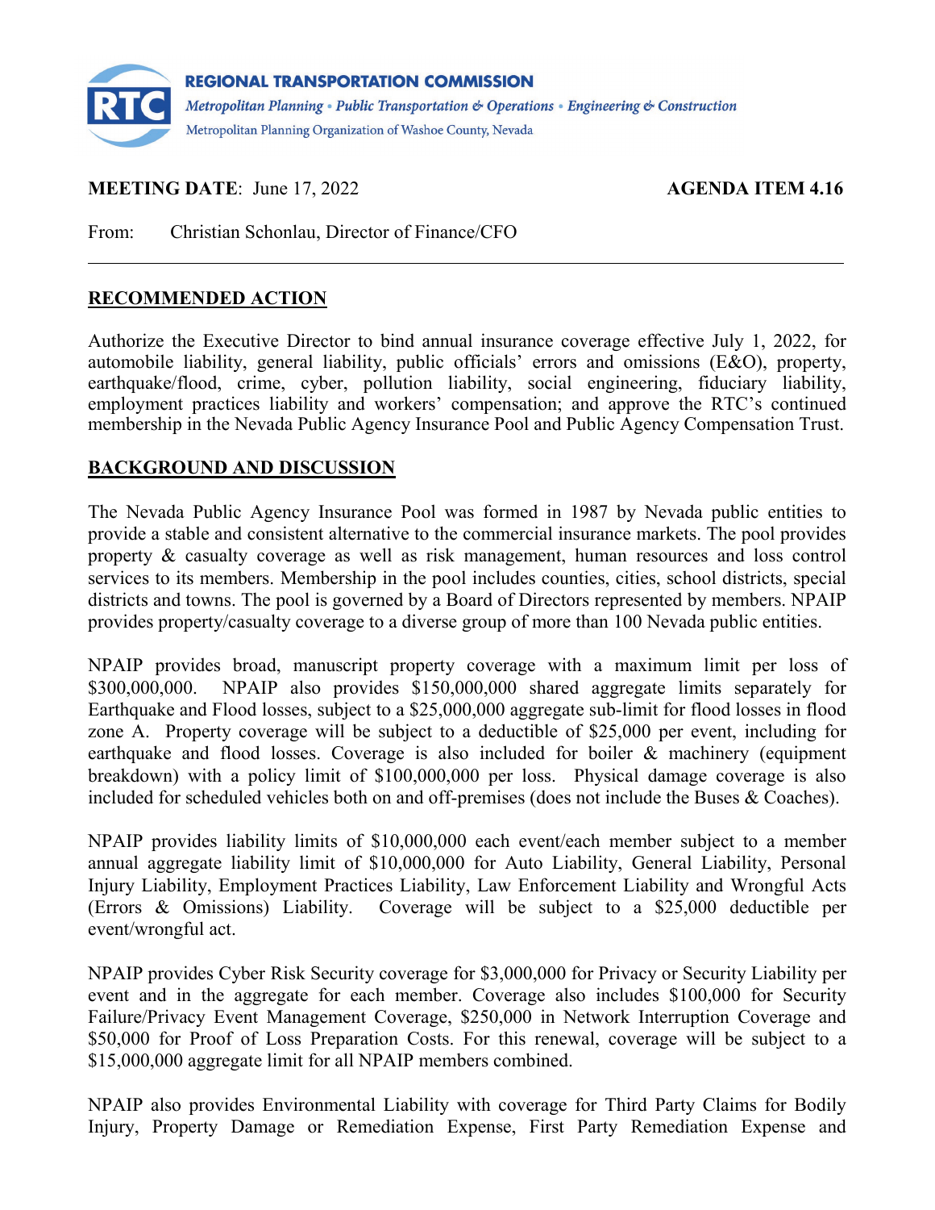**REGIONAL TRANSPORTATION COMMISSION**

*Metropolitan Planning • Public Transportation & Operations • Engineering & Construction*

Metropolitan Planning Organization of Washoe County, Nevada

**MEETING DATE**: June 17, 2022 **AGENDA ITEM 4.16**

From: Christian Schonlau, Director of Finance/CFO

---

## RECOMMENDED ACTION

Authorize the Executive Director to bind annual insurance coverage effective July 1, 2022, for automobile liability, general liability, public officials' errors and omissions (E&O), property, earthquake/flood, crime, cyber, pollution liability, social engineering, fiduciary liability, employment practices liability and workers' compensation; and approve the RTC's continued membership in the Nevada Public Agency Insurance Pool and Public Agency Compensation Trust.

## BACKGROUND AND DISCUSSION

The Nevada Public Agency Insurance Pool was formed in 1987 by Nevada public entities to provide a stable and consistent alternative to the commercial insurance markets. The pool provides property & casualty coverage as well as risk management, human resources and loss control services to its members. Membership in the pool includes counties, cities, school districts, special districts and towns. The pool is governed by a Board of Directors represented by members. NPAIP provides property/casualty coverage to a diverse group of more than 100 Nevada public entities.

NPAIP provides broad, manuscript property coverage with a maximum limit per loss of $300,000,000. NPAIP also provides $150,000,000 shared aggregate limits separately for Earthquake and Flood losses, subject to a $25,000,000 aggregate sub-limit for flood losses in flood zone A. Property coverage will be subject to a deductible of $25,000 per event, including for earthquake and flood losses. Coverage is also included for boiler & machinery (equipment breakdown) with a policy limit of $100,000,000 per loss. Physical damage coverage is also included for scheduled vehicles both on and off-premises (does not include the Buses & Coaches).

NPAIP provides liability limits of $10,000,000 each event/each member subject to a member annual aggregate liability limit of $10,000,000 for Auto Liability, General Liability, Personal Injury Liability, Employment Practices Liability, Law Enforcement Liability and Wrongful Acts (Errors & Omissions) Liability. Coverage will be subject to a $25,000 deductible per event/wrongful act.

NPAIP provides Cyber Risk Security coverage for $3,000,000 for Privacy or Security Liability per event and in the aggregate for each member. Coverage also includes $100,000 for Security Failure/Privacy Event Management Coverage, $250,000 in Network Interruption Coverage and $50,000 for Proof of Loss Preparation Costs. For this renewal, coverage will be subject to a $15,000,000 aggregate limit for all NPAIP members combined.

NPAIP also provides Environmental Liability with coverage for Third Party Claims for Bodily Injury, Property Damage or Remediation Expense, First Party Remediation Expense and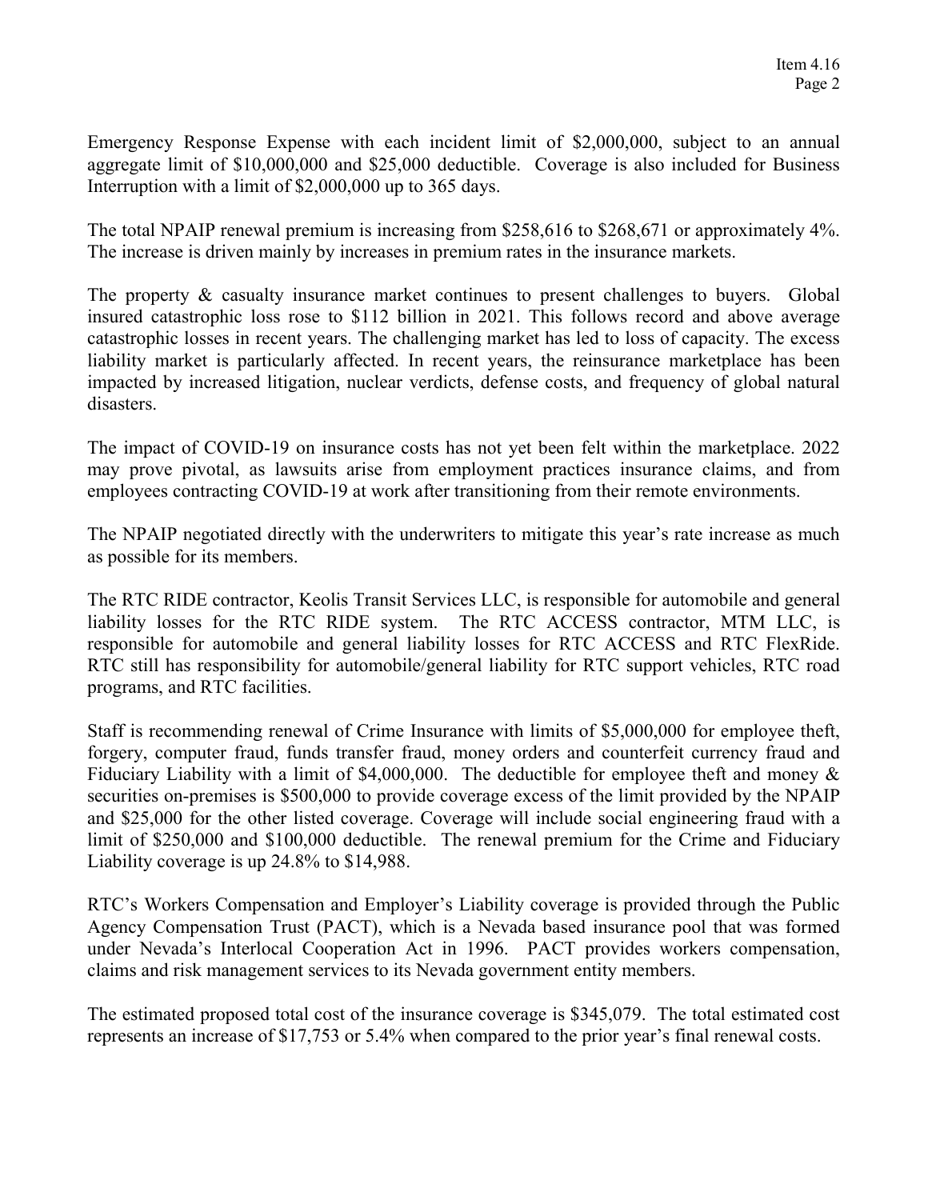Emergency Response Expense with each incident limit of $2,000,000, subject to an annual aggregate limit of $10,000,000 and $25,000 deductible. Coverage is also included for Business Interruption with a limit of $2,000,000 up to 365 days.

The total NPAIP renewal premium is increasing from $258,616 to $268,671 or approximately 4%. The increase is driven mainly by increases in premium rates in the insurance markets.

The property & casualty insurance market continues to present challenges to buyers. Global insured catastrophic loss rose to $112 billion in 2021. This follows record and above average catastrophic losses in recent years. The challenging market has led to loss of capacity. The excess liability market is particularly affected. In recent years, the reinsurance marketplace has been impacted by increased litigation, nuclear verdicts, defense costs, and frequency of global natural disasters.

The impact of COVID-19 on insurance costs has not yet been felt within the marketplace. 2022 may prove pivotal, as lawsuits arise from employment practices insurance claims, and from employees contracting COVID-19 at work after transitioning from their remote environments.

The NPAIP negotiated directly with the underwriters to mitigate this year's rate increase as much as possible for its members.

The RTC RIDE contractor, Keolis Transit Services LLC, is responsible for automobile and general liability losses for the RTC RIDE system. The RTC ACCESS contractor, MTM LLC, is responsible for automobile and general liability losses for RTC ACCESS and RTC FlexRide. RTC still has responsibility for automobile/general liability for RTC support vehicles, RTC road programs, and RTC facilities.

Staff is recommending renewal of Crime Insurance with limits of $5,000,000 for employee theft, forgery, computer fraud, funds transfer fraud, money orders and counterfeit currency fraud and Fiduciary Liability with a limit of $4,000,000. The deductible for employee theft and money & securities on-premises is $500,000 to provide coverage excess of the limit provided by the NPAIP and $25,000 for the other listed coverage. Coverage will include social engineering fraud with a limit of $250,000 and $100,000 deductible. The renewal premium for the Crime and Fiduciary Liability coverage is up 24.8% to $14,988.

RTC's Workers Compensation and Employer's Liability coverage is provided through the Public Agency Compensation Trust (PACT), which is a Nevada based insurance pool that was formed under Nevada's Interlocal Cooperation Act in 1996. PACT provides workers compensation, claims and risk management services to its Nevada government entity members.

The estimated proposed total cost of the insurance coverage is $345,079. The total estimated cost represents an increase of $17,753 or 5.4% when compared to the prior year's final renewal costs.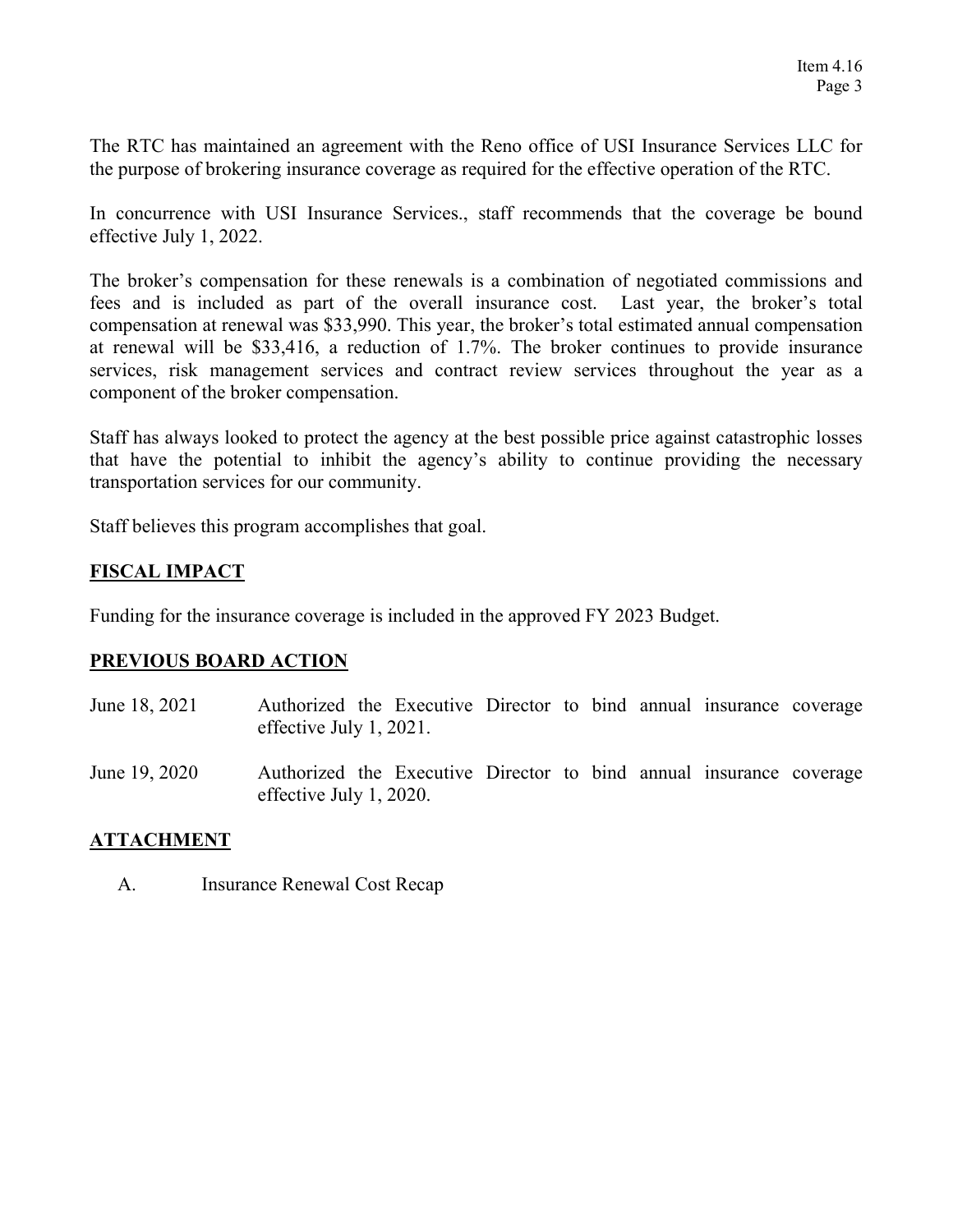The RTC has maintained an agreement with the Reno office of USI Insurance Services LLC for the purpose of brokering insurance coverage as required for the effective operation of the RTC.

In concurrence with USI Insurance Services., staff recommends that the coverage be bound effective July 1, 2022.

The broker's compensation for these renewals is a combination of negotiated commissions and fees and is included as part of the overall insurance cost. Last year, the broker's total compensation at renewal was $33,990. This year, the broker's total estimated annual compensation at renewal will be $33,416, a reduction of 1.7%. The broker continues to provide insurance services, risk management services and contract review services throughout the year as a component of the broker compensation.

Staff has always looked to protect the agency at the best possible price against catastrophic losses that have the potential to inhibit the agency's ability to continue providing the necessary transportation services for our community.

Staff believes this program accomplishes that goal.

## FISCAL IMPACT

Funding for the insurance coverage is included in the approved FY 2023 Budget.

## PREVIOUS BOARD ACTION

June 18, 2021 — Authorized the Executive Director to bind annual insurance coverage effective July 1, 2021.

June 19, 2020 — Authorized the Executive Director to bind annual insurance coverage effective July 1, 2020.

## ATTACHMENT

A. Insurance Renewal Cost Recap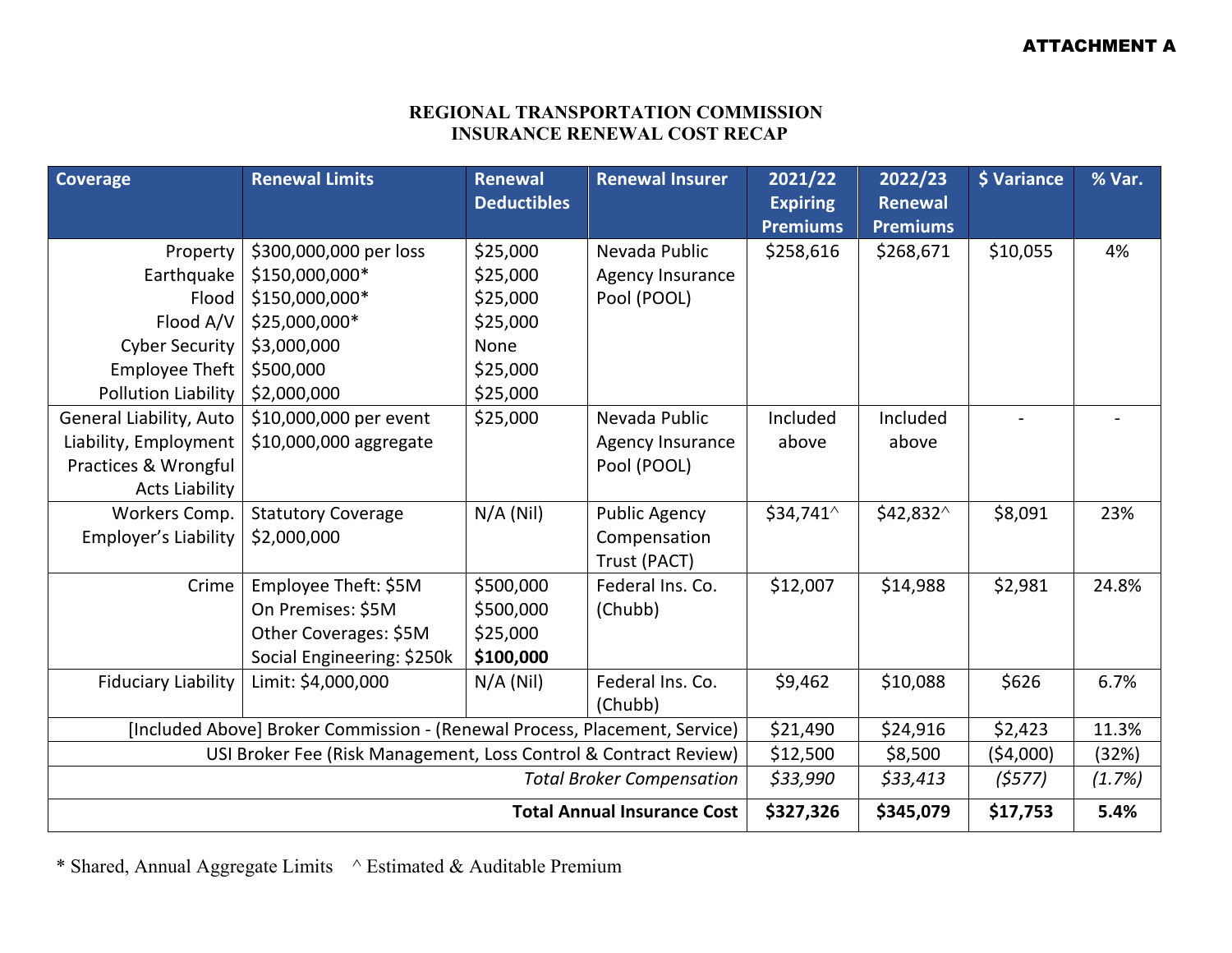**ATTACHMENT A**

**REGIONAL TRANSPORTATION COMMISSION**
**INSURANCE RENEWAL COST RECAP**

| Coverage | Renewal Limits | Renewal Deductibles | Renewal Insurer | 2021/22 Expiring Premiums | 2022/23 Renewal Premiums | $ Variance | % Var. |
|---|---|---|---|---|---|---|---|
| Property<br>Earthquake<br>Flood<br>Flood A/V<br>Cyber Security<br>Employee Theft<br>Pollution Liability | $300,000,000 per loss<br>$150,000,000*<br>$150,000,000*<br>$25,000,000*<br>$3,000,000<br>$500,000<br>$2,000,000 | $25,000<br>$25,000<br>$25,000<br>$25,000<br>None<br>$25,000<br>$25,000 | Nevada Public Agency Insurance Pool (POOL) | $258,616 | $268,671 | $10,055 | 4% |
| General Liability, Auto Liability, Employment Practices & Wrongful Acts Liability | $10,000,000 per event<br>$10,000,000 aggregate | $25,000 | Nevada Public Agency Insurance Pool (POOL) | Included above | Included above | - | - |
| Workers Comp.<br>Employer's Liability | Statutory Coverage<br>$2,000,000 | N/A (Nil) | Public Agency Compensation Trust (PACT) | $34,741^ | $42,832^ | $8,091 | 23% |
| Crime | Employee Theft: $5M<br>On Premises: $5M<br>Other Coverages: $5M<br>Social Engineering: $250k | $500,000<br>$500,000<br>$25,000<br>**$100,000** | Federal Ins. Co. (Chubb) | $12,007 | $14,988 | $2,981 | 24.8% |
| Fiduciary Liability | Limit: $4,000,000 | N/A (Nil) | Federal Ins. Co. (Chubb) | $9,462 | $10,088 | $626 | 6.7% |
| [Included Above] Broker Commission - (Renewal Process, Placement, Service) | | | | $21,490 | $24,916 | $2,423 | 11.3% |
| USI Broker Fee (Risk Management, Loss Control & Contract Review) | | | | $12,500 | $8,500 | ($4,000) | (32%) |
| *Total Broker Compensation* | | | | *$33,990* | *$33,413* | *($577)* | *(1.7%)* |
| **Total Annual Insurance Cost** | | | | **$327,326** | **$345,079** | **$17,753** | **5.4%** |

\* Shared, Annual Aggregate Limits ^ Estimated & Auditable Premium